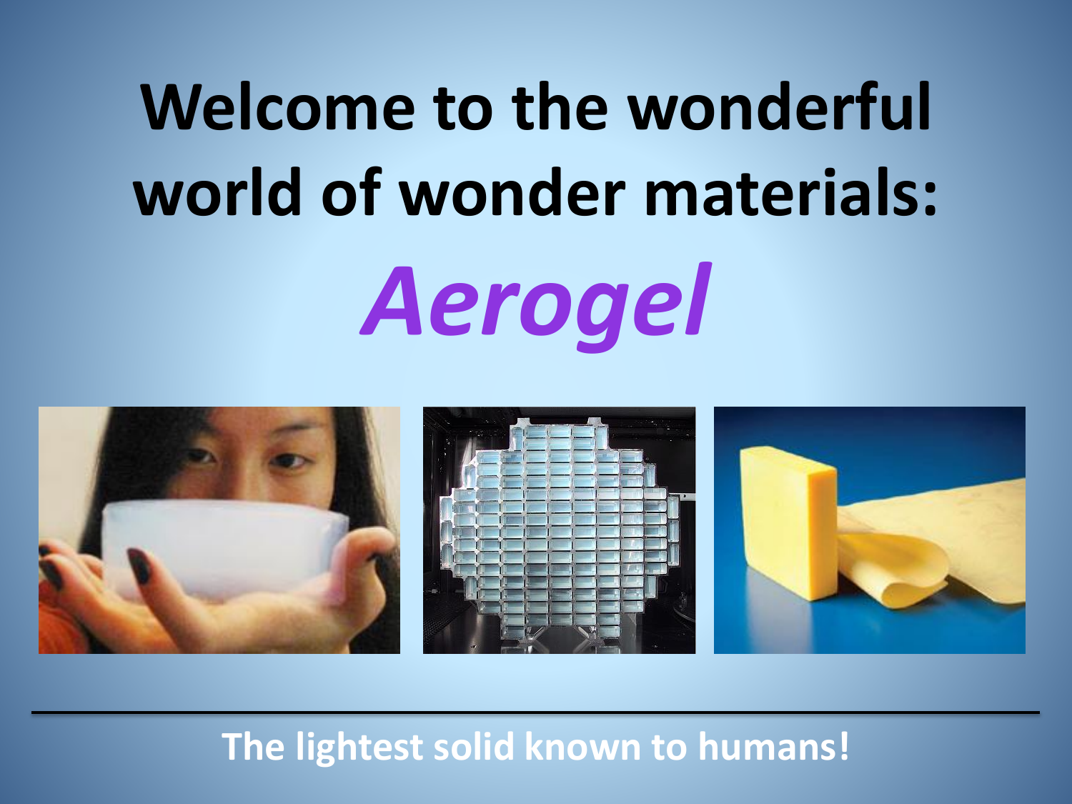# Welcome to the wonderful world of wonder materials:

# *Aerogel*

**The lightest solid known to humans!**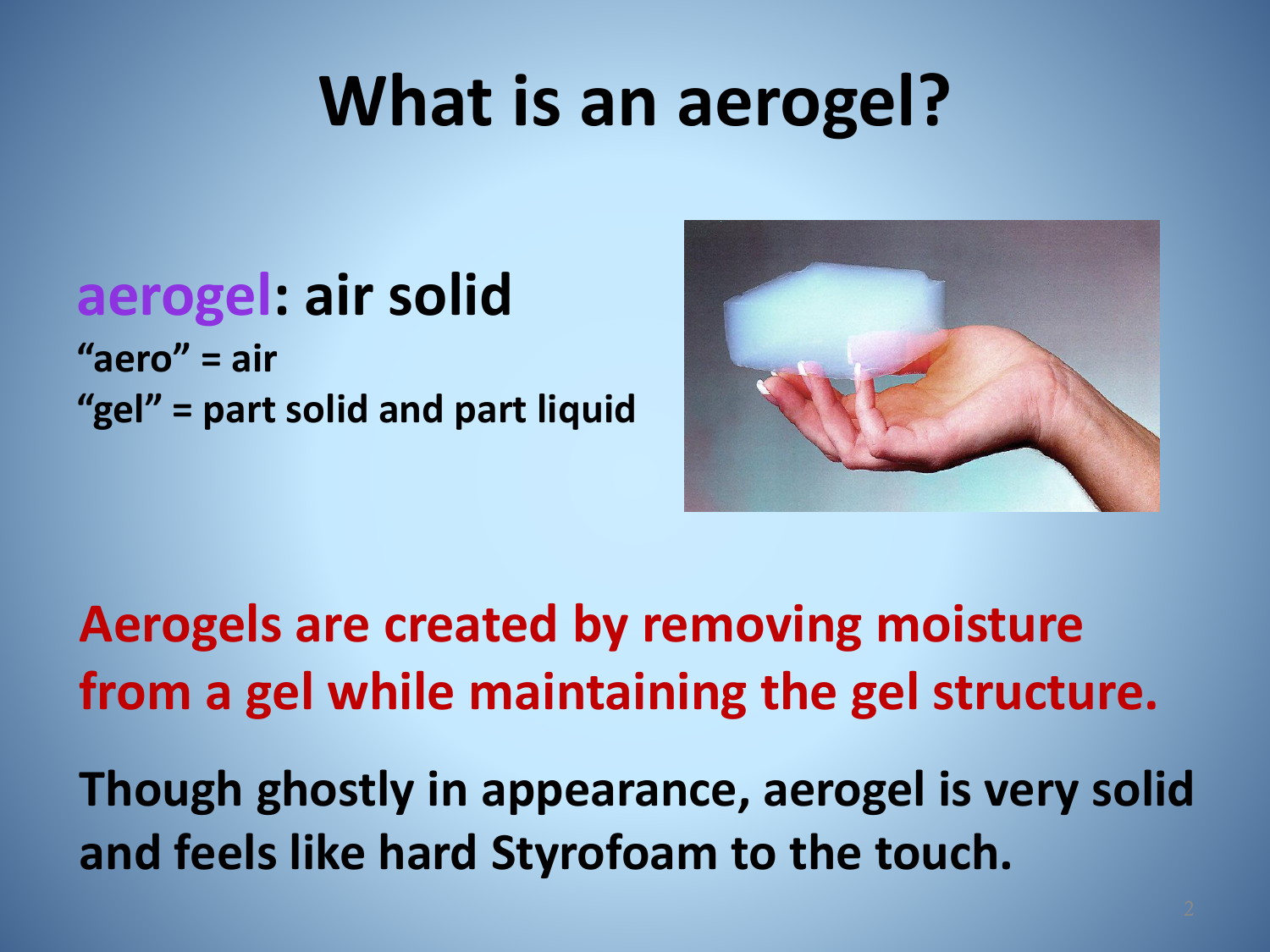# What is an aerogel?

**aerogel: air solid**

**"aero" = air**
**"gel" = part solid and part liquid**

**Aerogels are created by removing moisture from a gel while maintaining the gel structure.**

**Though ghostly in appearance, aerogel is very solid and feels like hard Styrofoam to the touch.**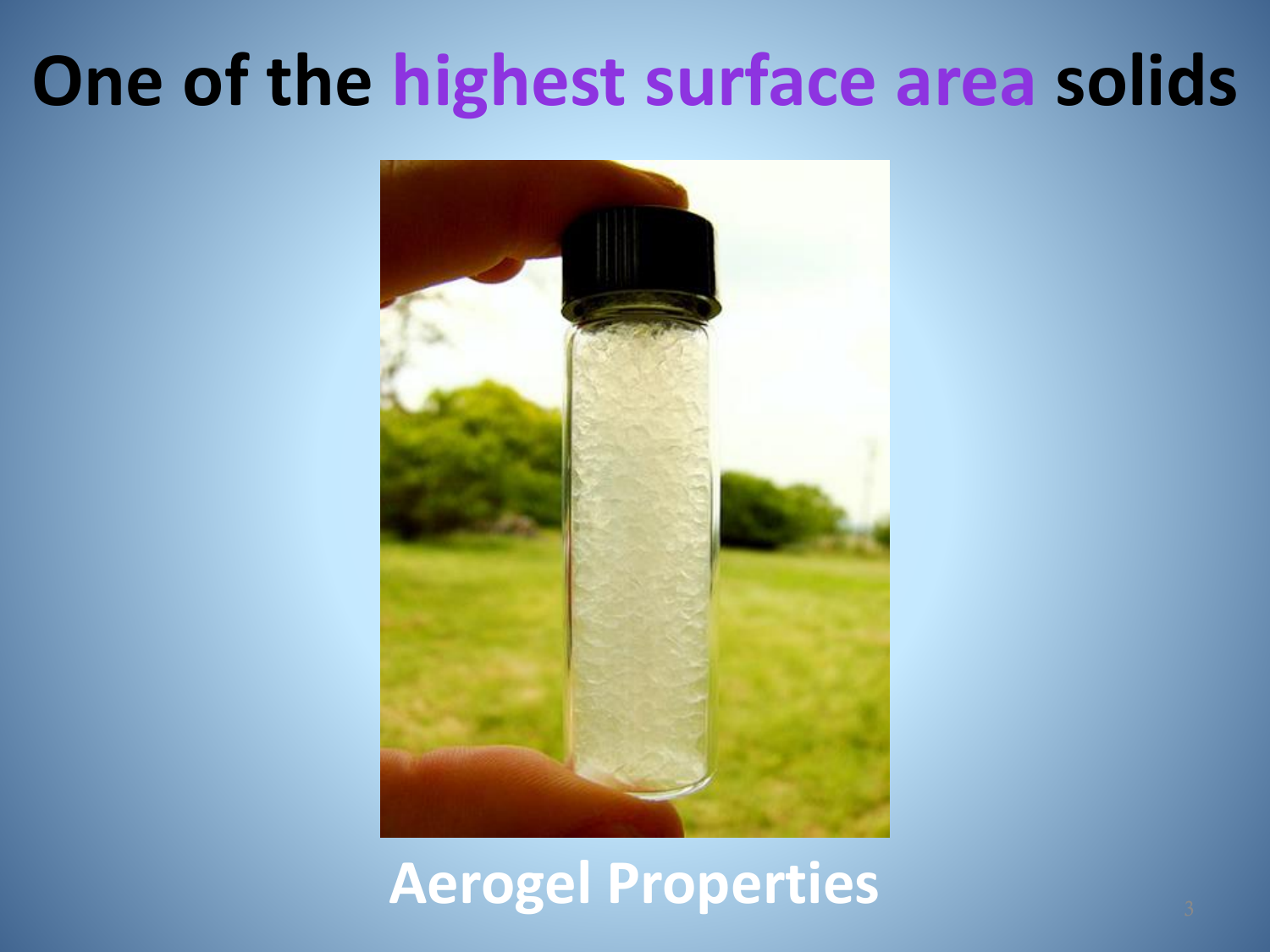# One of the highest surface area solids

**Aerogel Properties**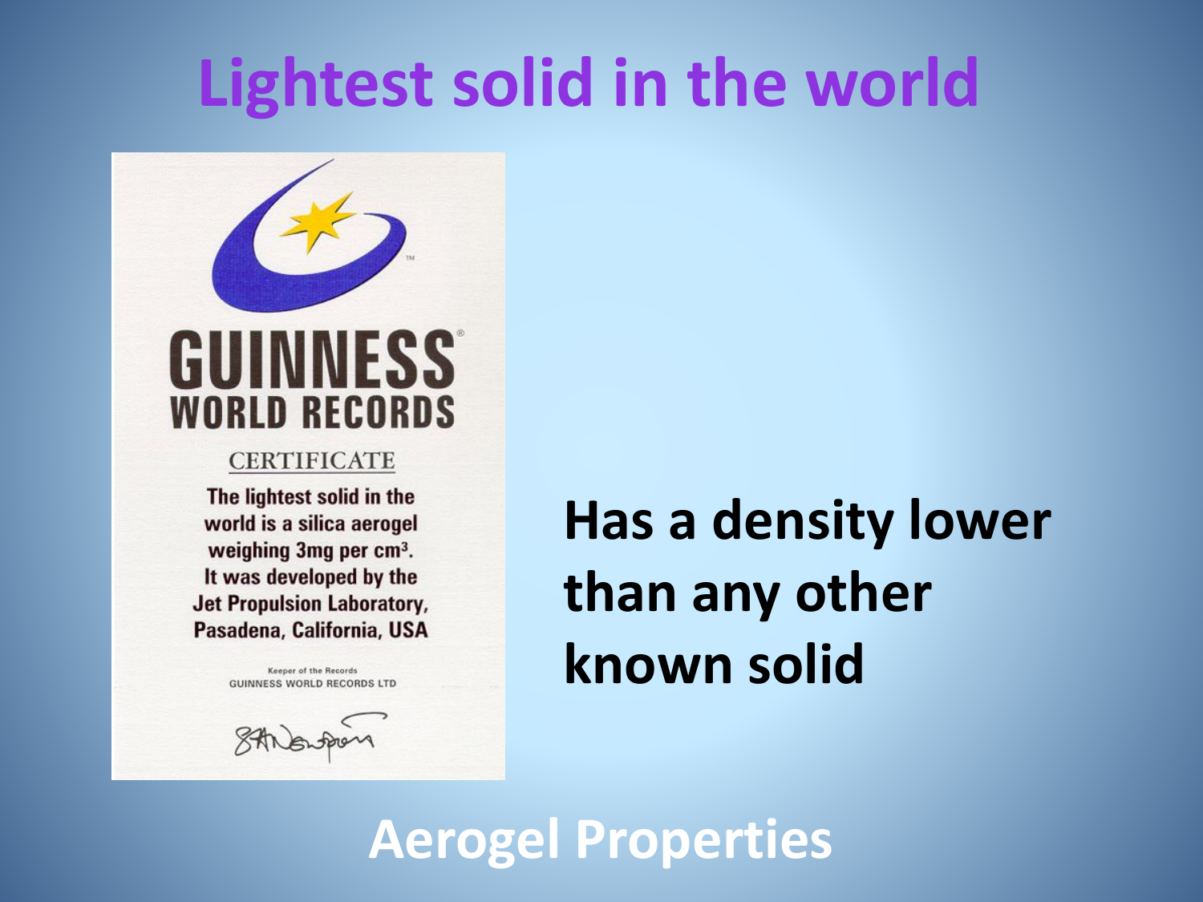# Lightest solid in the world

GUINNESS WORLD RECORDS

CERTIFICATE

The lightest solid in the world is a silica aerogel weighing 3mg per $cm^3$. It was developed by the Jet Propulsion Laboratory, Pasadena, California, USA

Keeper of the Records
GUINNESS WORLD RECORDS LTD

**Has a density lower than any other known solid**

**Aerogel Properties**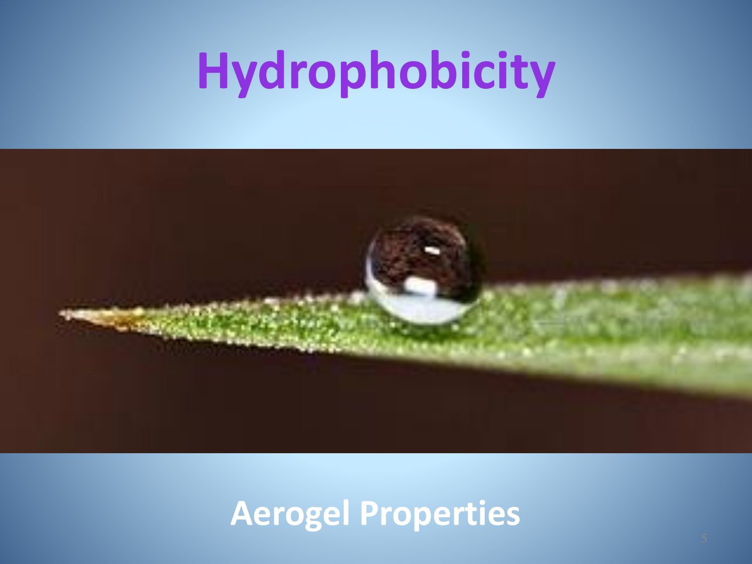# Hydrophobicity

**Aerogel Properties**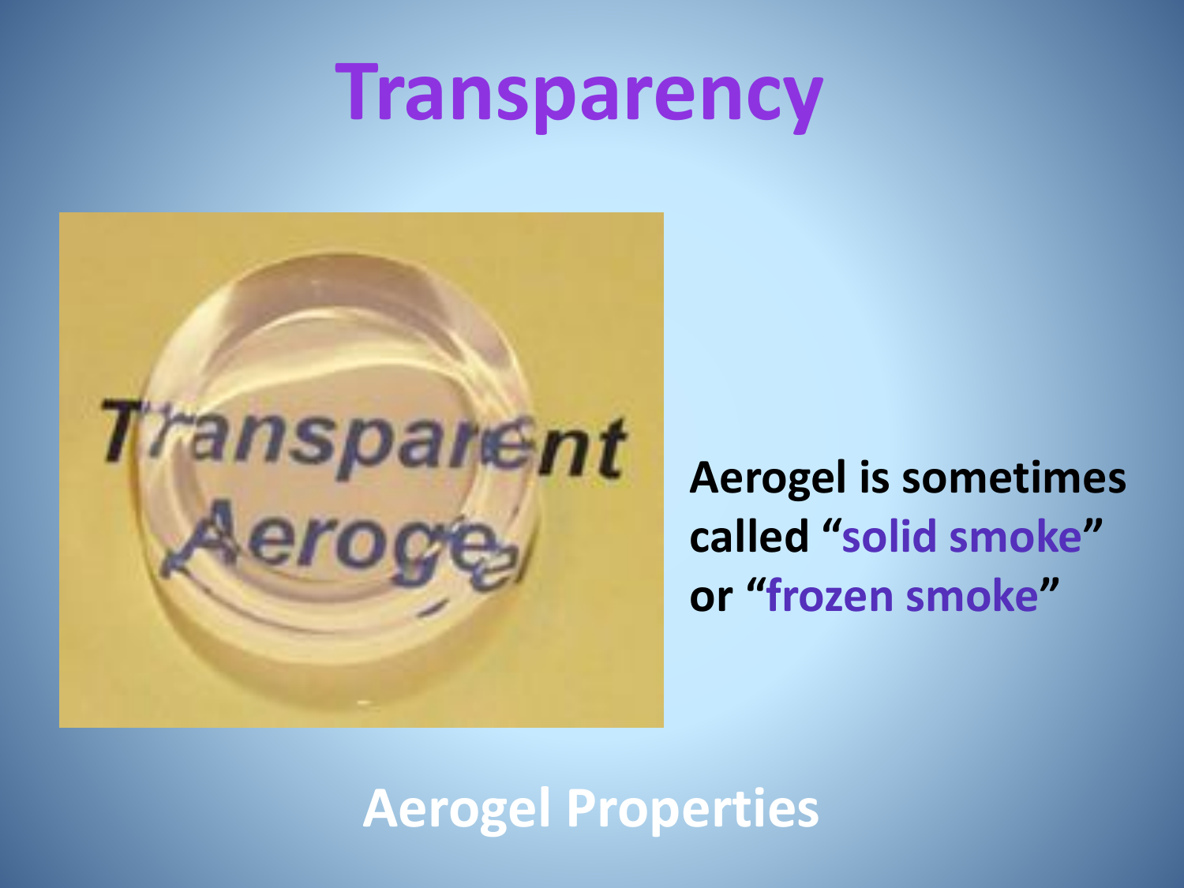# Transparency

**Aerogel is sometimes called "solid smoke" or "frozen smoke"**

**Aerogel Properties**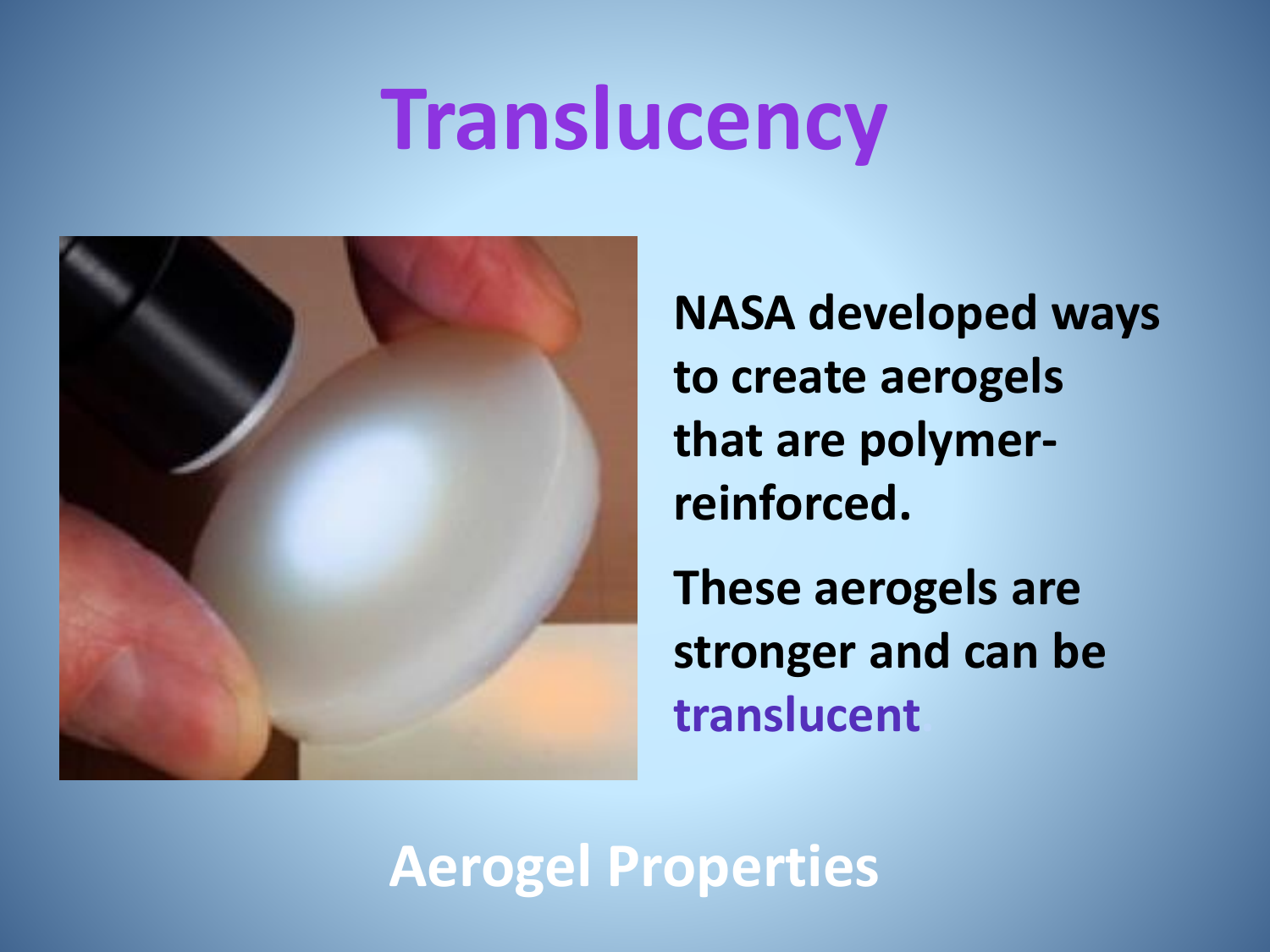# Translucency

NASA developed ways to create aerogels that are polymer-reinforced.

These aerogels are stronger and can be translucent

Aerogel Properties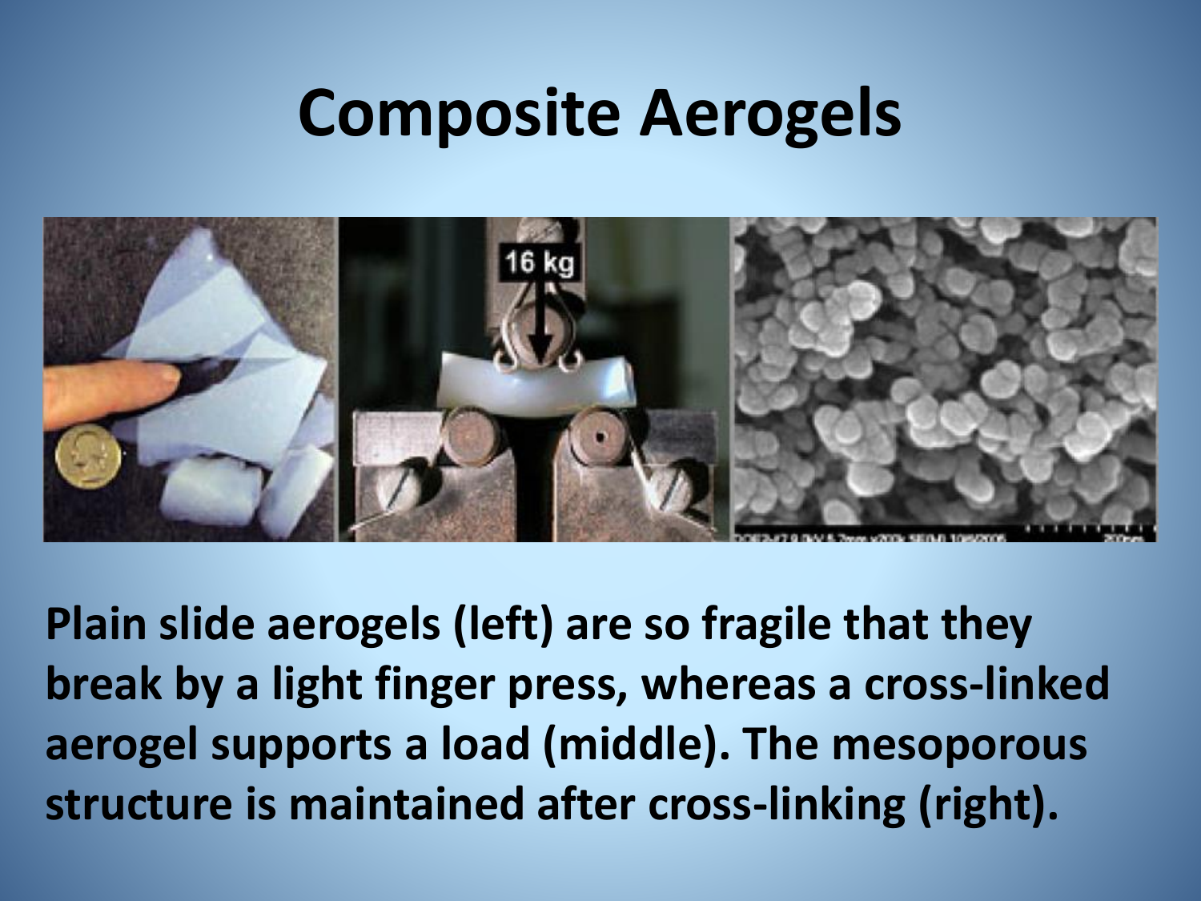# Composite Aerogels

**Plain slide aerogels (left) are so fragile that they break by a light finger press, whereas a cross-linked aerogel supports a load (middle). The mesoporous structure is maintained after cross-linking (right).**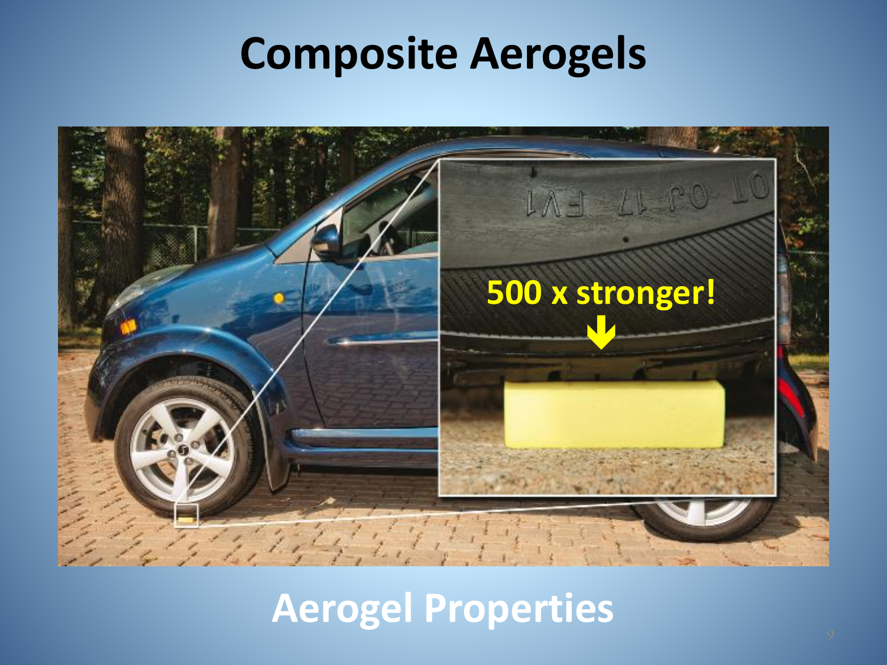# Composite Aerogels

500 x stronger!

## Aerogel Properties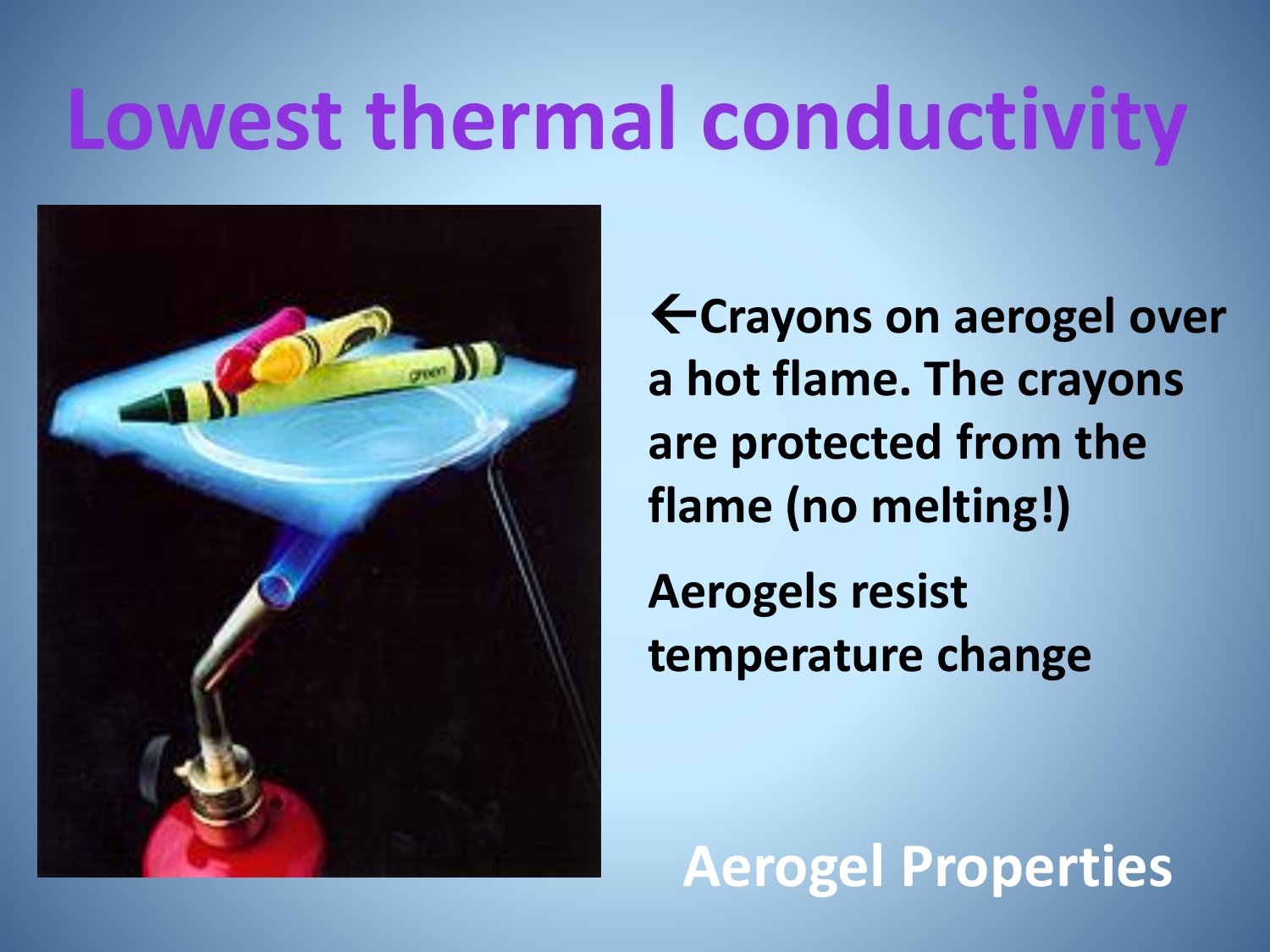# Lowest thermal conductivity

←Crayons on aerogel over a hot flame. The crayons are protected from the flame (no melting!)

Aerogels resist temperature change

**Aerogel Properties**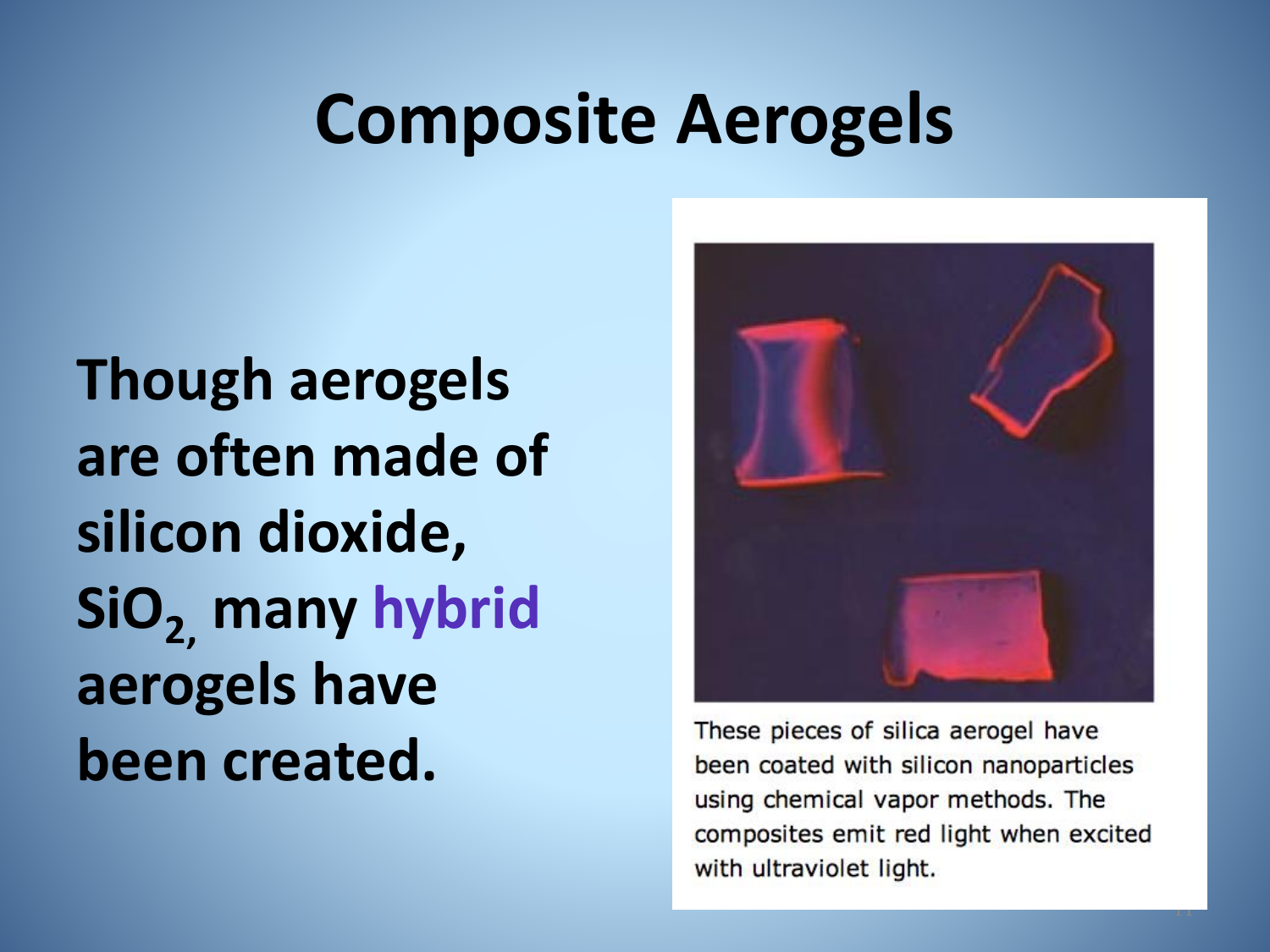# Composite Aerogels

**Though aerogels are often made of silicon dioxide, $SiO_2$, many hybrid aerogels have been created.**

These pieces of silica aerogel have been coated with silicon nanoparticles using chemical vapor methods. The composites emit red light when excited with ultraviolet light.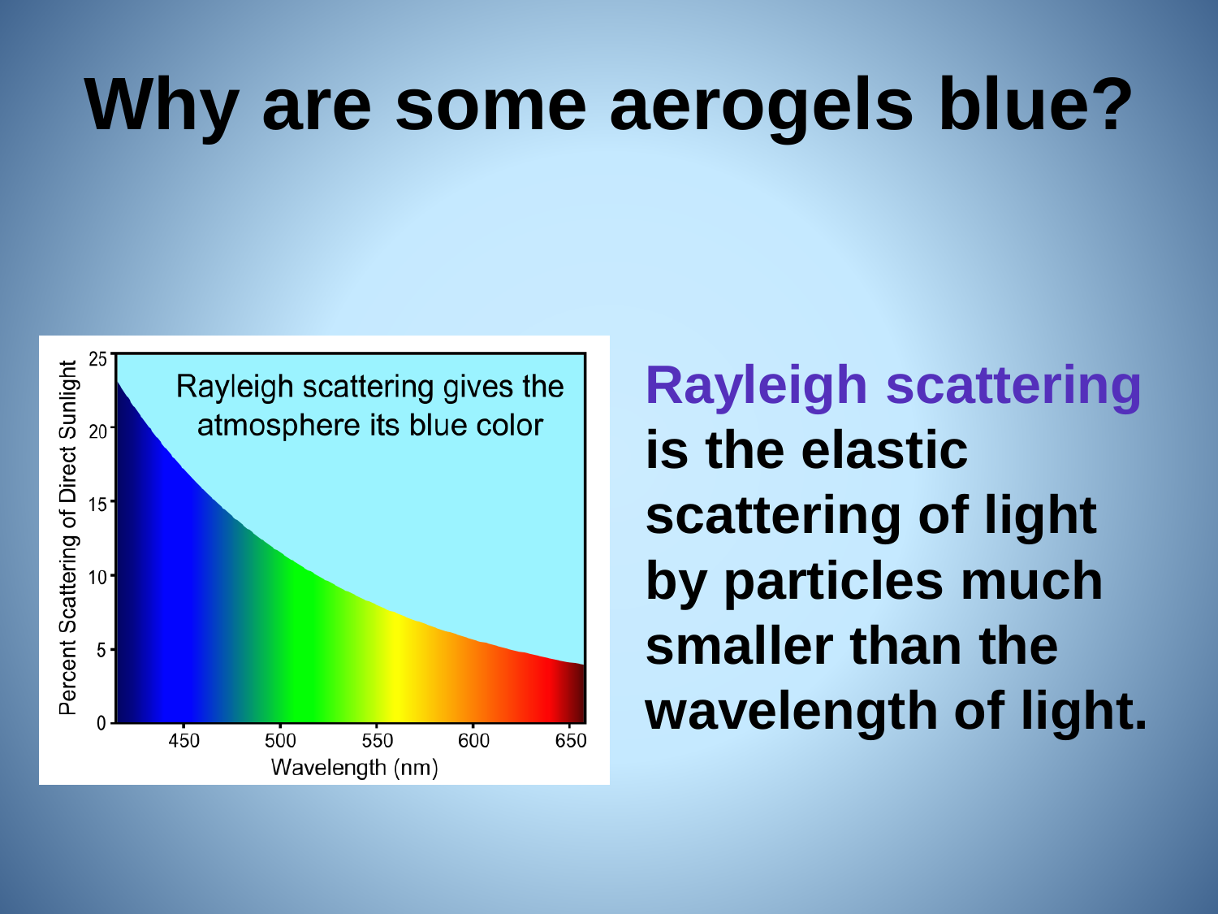# Why are some aerogels blue?

Rayleigh scattering gives the atmosphere its blue color

Percent Scattering of Direct Sunlight

Wavelength (nm)

**Rayleigh scattering is the elastic scattering of light by particles much smaller than the wavelength of light.**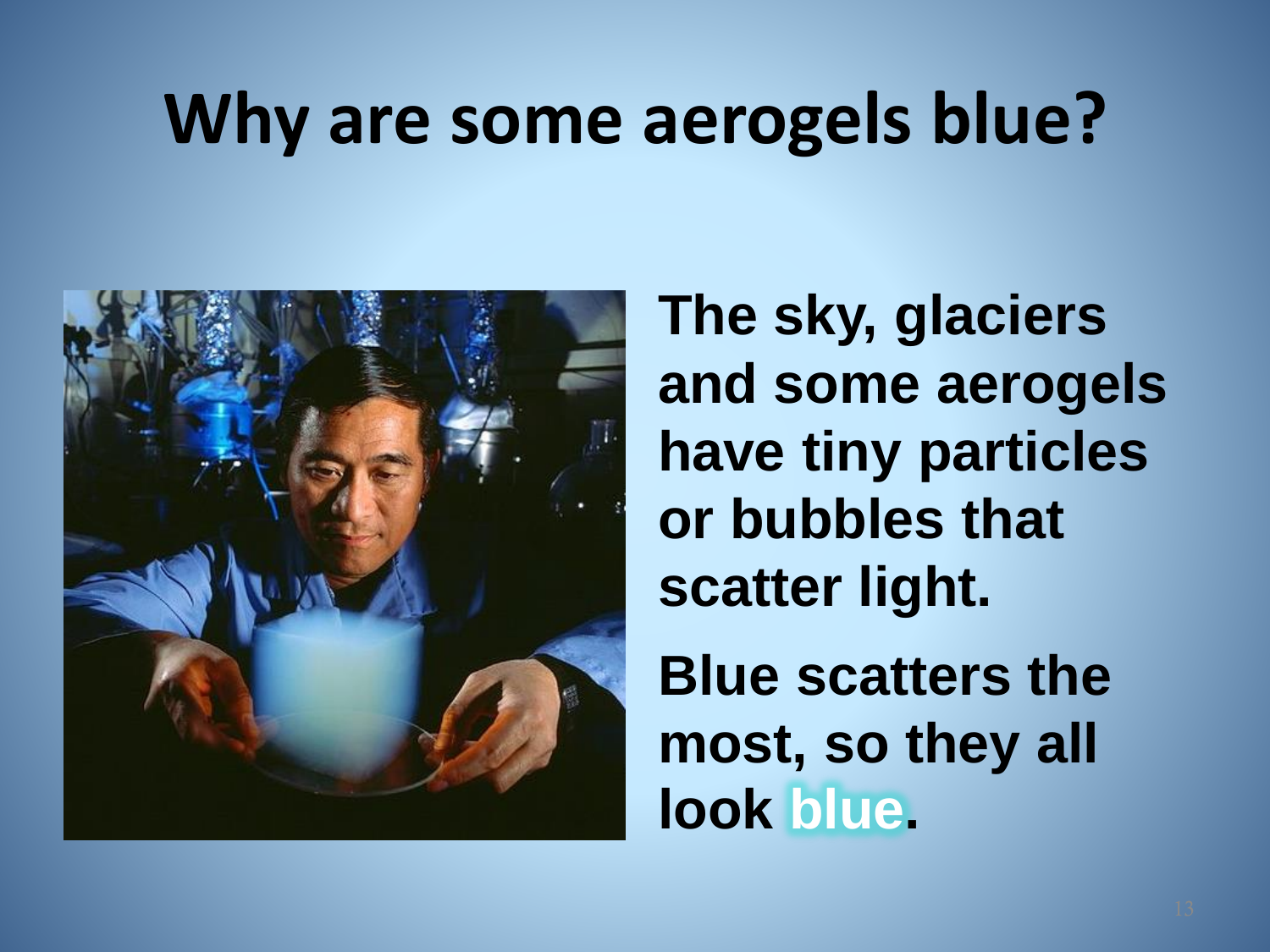# Why are some aerogels blue?

**The sky, glaciers and some aerogels have tiny particles or bubbles that scatter light.**

**Blue scatters the most, so they all look blue.**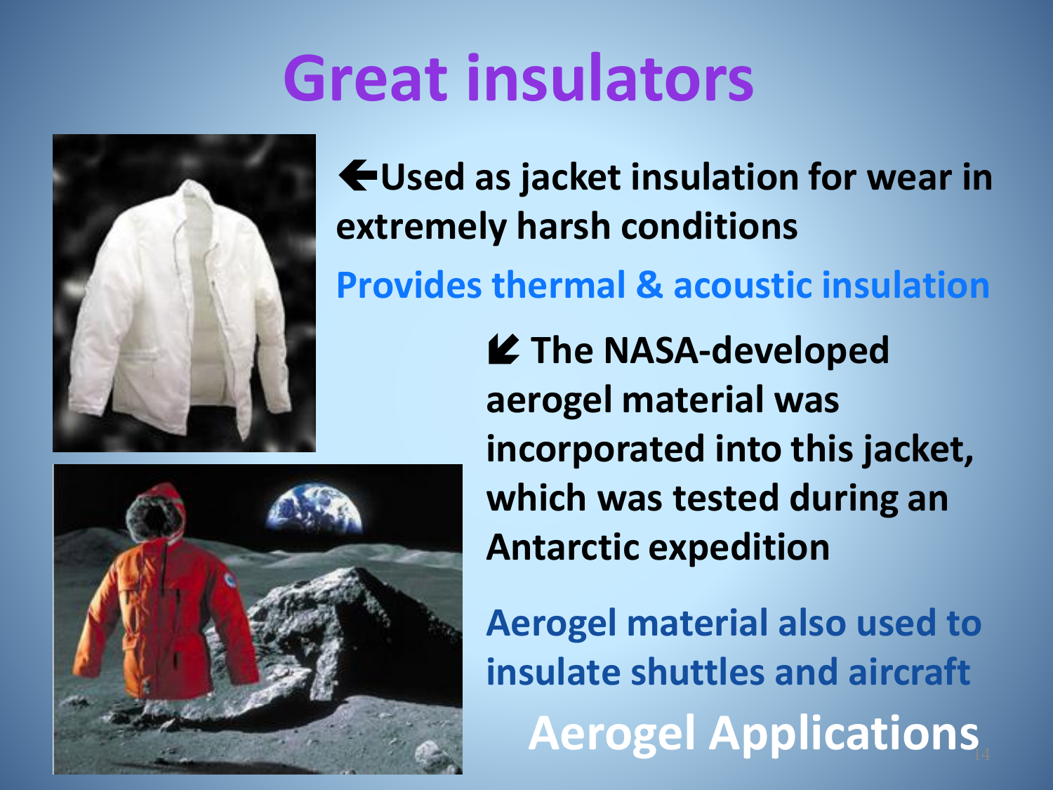# Great insulators

🡐Used as jacket insulation for wear in extremely harsh conditions

Provides thermal & acoustic insulation

🡗 The NASA-developed aerogel material was incorporated into this jacket, which was tested during an Antarctic expedition

Aerogel material also used to insulate shuttles and aircraft

## Aerogel Applications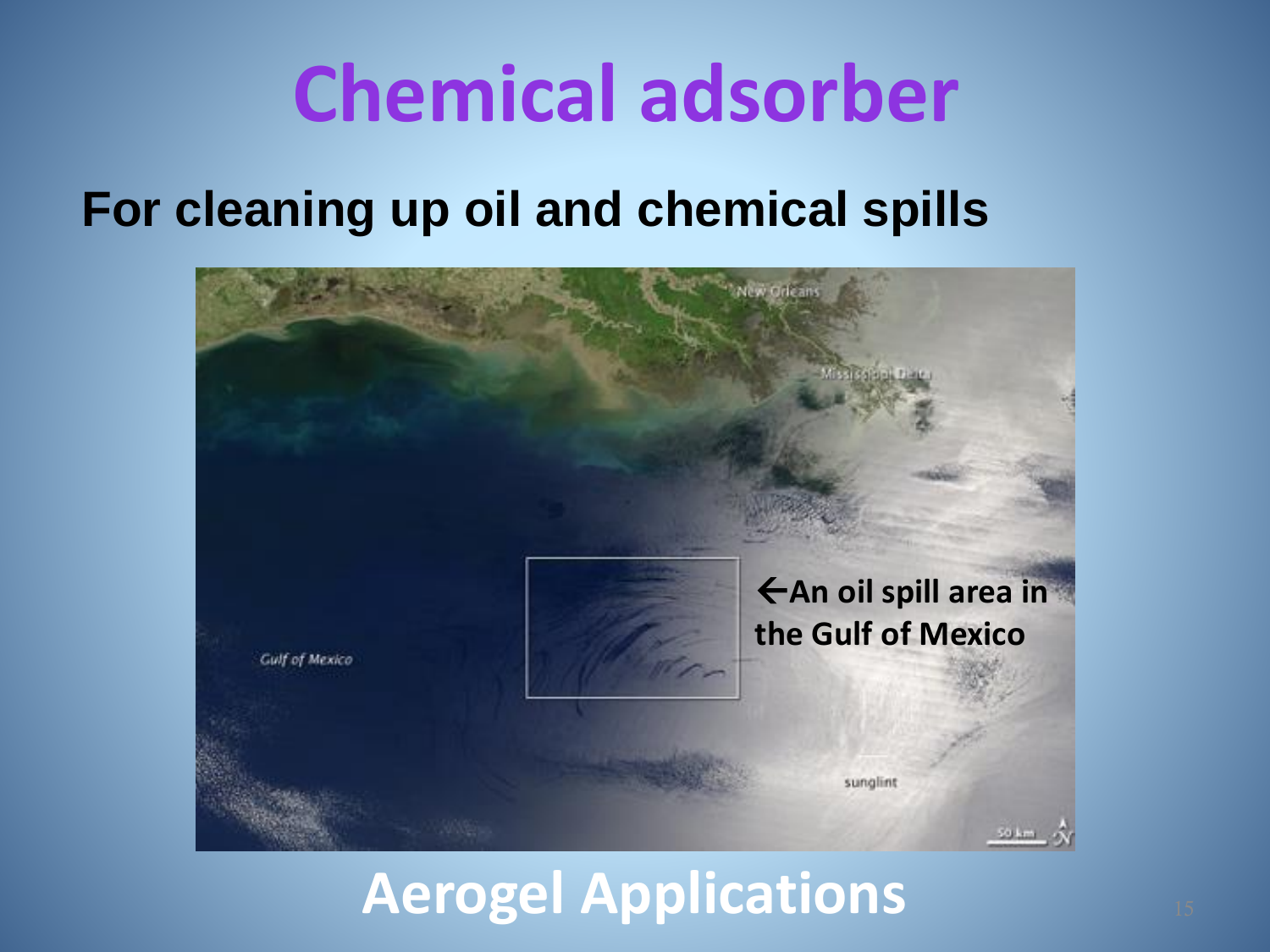# Chemical adsorber

**For cleaning up oil and chemical spills**

←An oil spill area in the Gulf of Mexico

## Aerogel Applications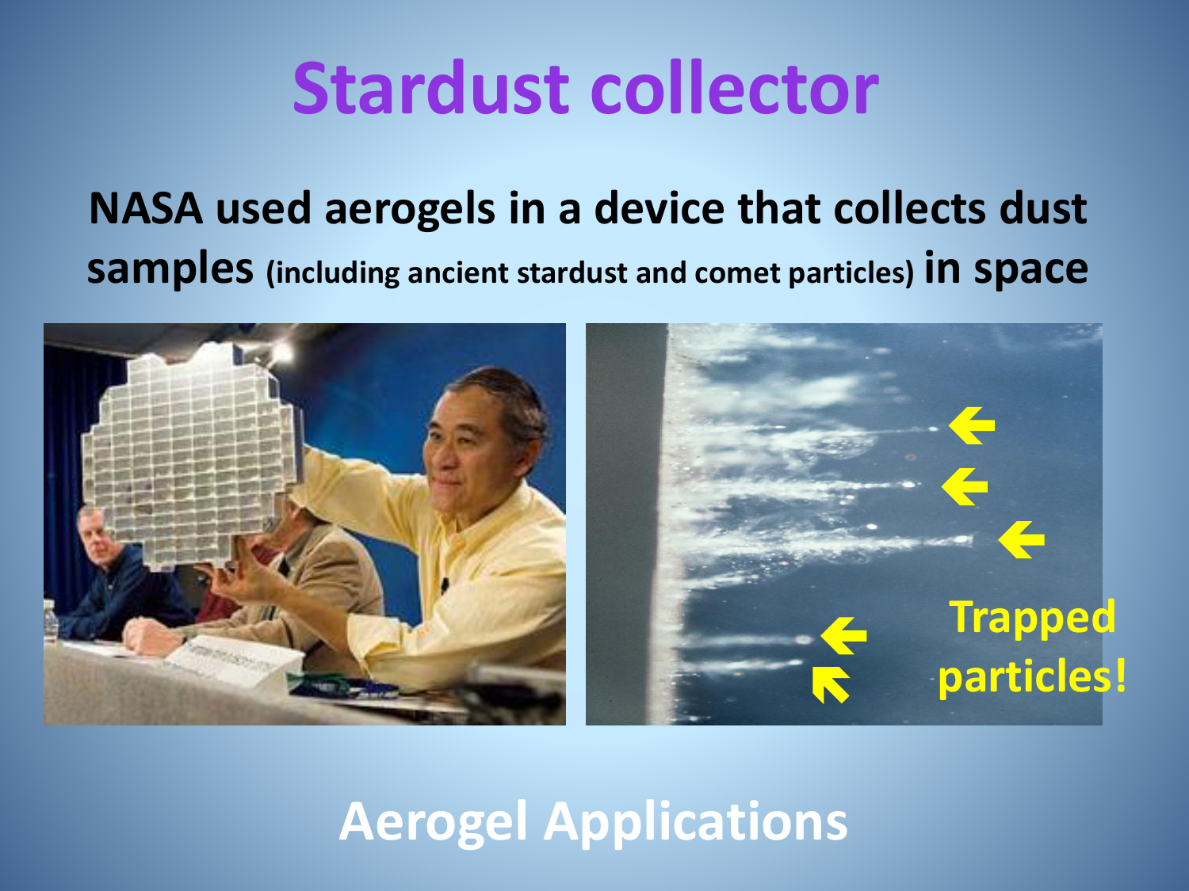# Stardust collector

**NASA used aerogels in a device that collects dust samples** (including ancient stardust and comet particles) **in space**

Trapped particles!

Aerogel Applications